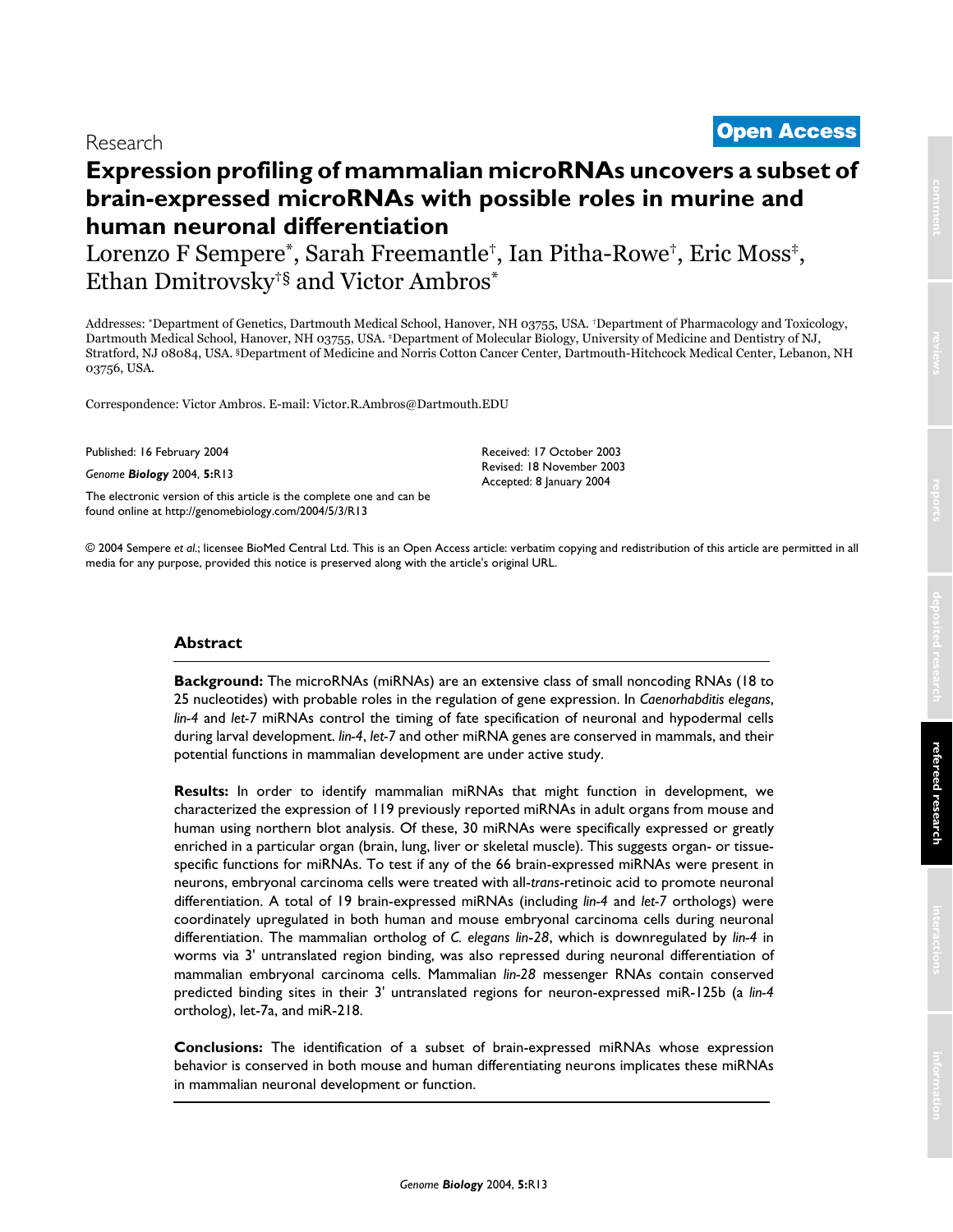Research

**Open Access**

# Expression profiling of mammalian microRNAs uncovers a subset of brain-expressed microRNAs with possible roles in murine and human neuronal differentiation

Lorenzo F Sempere[*], Sarah Freemantle[†], Ian Pitha-Rowe[†], Eric Moss[‡], Ethan Dmitrovsky[†§] and Victor Ambros[*]

Addresses: [*]Department of Genetics, Dartmouth Medical School, Hanover, NH 03755, USA. [†]Department of Pharmacology and Toxicology, Dartmouth Medical School, Hanover, NH 03755, USA. [‡]Department of Molecular Biology, University of Medicine and Dentistry of NJ, Stratford, NJ 08084, USA. [§]Department of Medicine and Norris Cotton Cancer Center, Dartmouth-Hitchcock Medical Center, Lebanon, NH 03756, USA.

Correspondence: Victor Ambros. E-mail: Victor.R.Ambros@Dartmouth.EDU

Published: 16 February 2004

*Genome **Biology*** 2004, **5:**R13

The electronic version of this article is the complete one and can be found online at http://genomebiology.com/2004/5/3/R13

Received: 17 October 2003
Revised: 18 November 2003
Accepted: 8 January 2004

© 2004 Sempere *et al.*; licensee BioMed Central Ltd. This is an Open Access article: verbatim copying and redistribution of this article are permitted in all media for any purpose, provided this notice is preserved along with the article's original URL.

## Abstract

**Background:** The microRNAs (miRNAs) are an extensive class of small noncoding RNAs (18 to 25 nucleotides) with probable roles in the regulation of gene expression. In *Caenorhabditis elegans*, *lin-4* and *let-7* miRNAs control the timing of fate specification of neuronal and hypodermal cells during larval development. *lin-4*, *let-7* and other miRNA genes are conserved in mammals, and their potential functions in mammalian development are under active study.

**Results:** In order to identify mammalian miRNAs that might function in development, we characterized the expression of 119 previously reported miRNAs in adult organs from mouse and human using northern blot analysis. Of these, 30 miRNAs were specifically expressed or greatly enriched in a particular organ (brain, lung, liver or skeletal muscle). This suggests organ- or tissue-specific functions for miRNAs. To test if any of the 66 brain-expressed miRNAs were present in neurons, embryonal carcinoma cells were treated with all-*trans*-retinoic acid to promote neuronal differentiation. A total of 19 brain-expressed miRNAs (including *lin-4* and *let-7* orthologs) were coordinately upregulated in both human and mouse embryonal carcinoma cells during neuronal differentiation. The mammalian ortholog of *C. elegans lin-28*, which is downregulated by *lin-4* in worms via 3' untranslated region binding, was also repressed during neuronal differentiation of mammalian embryonal carcinoma cells. Mammalian *lin-28* messenger RNAs contain conserved predicted binding sites in their 3' untranslated regions for neuron-expressed miR-125b (a *lin-4* ortholog), let-7a, and miR-218.

**Conclusions:** The identification of a subset of brain-expressed miRNAs whose expression behavior is conserved in both mouse and human differentiating neurons implicates these miRNAs in mammalian neuronal development or function.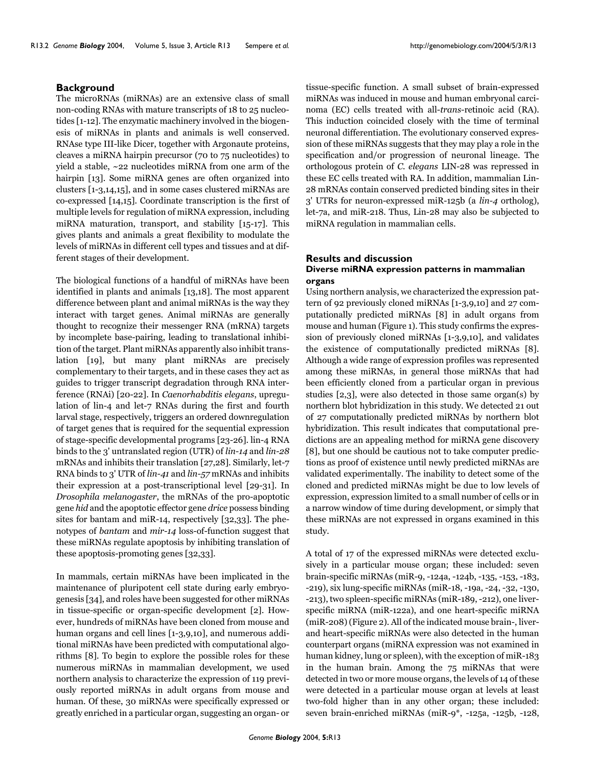## Background

The microRNAs (miRNAs) are an extensive class of small non-coding RNAs with mature transcripts of 18 to 25 nucleotides [1-12]. The enzymatic machinery involved in the biogenesis of miRNAs in plants and animals is well conserved. RNAse type III-like Dicer, together with Argonaute proteins, cleaves a miRNA hairpin precursor (70 to 75 nucleotides) to yield a stable, ~22 nucleotides miRNA from one arm of the hairpin [13]. Some miRNA genes are often organized into clusters [1-3,14,15], and in some cases clustered miRNAs are co-expressed [14,15]. Coordinate transcription is the first of multiple levels for regulation of miRNA expression, including miRNA maturation, transport, and stability [15-17]. This gives plants and animals a great flexibility to modulate the levels of miRNAs in different cell types and tissues and at different stages of their development.

The biological functions of a handful of miRNAs have been identified in plants and animals [13,18]. The most apparent difference between plant and animal miRNAs is the way they interact with target genes. Animal miRNAs are generally thought to recognize their messenger RNA (mRNA) targets by incomplete base-pairing, leading to translational inhibition of the target. Plant miRNAs apparently also inhibit translation [19], but many plant miRNAs are precisely complementary to their targets, and in these cases they act as guides to trigger transcript degradation through RNA interference (RNAi) [20-22]. In *Caenorhabditis elegans*, upregulation of lin-4 and let-7 RNAs during the first and fourth larval stage, respectively, triggers an ordered downregulation of target genes that is required for the sequential expression of stage-specific developmental programs [23-26]. lin-4 RNA binds to the 3' untranslated region (UTR) of *lin-14* and *lin-28* mRNAs and inhibits their translation [27,28]. Similarly, let-7 RNA binds to 3' UTR of *lin-41* and *lin-57* mRNAs and inhibits their expression at a post-transcriptional level [29-31]. In *Drosophila melanogaster*, the mRNAs of the pro-apoptotic gene *hid* and the apoptotic effector gene *drice* possess binding sites for bantam and miR-14, respectively [32,33]. The phenotypes of *bantam* and *mir-14* loss-of-function suggest that these miRNAs regulate apoptosis by inhibiting translation of these apoptosis-promoting genes [32,33].

In mammals, certain miRNAs have been implicated in the maintenance of pluripotent cell state during early embryogenesis [34], and roles have been suggested for other miRNAs in tissue-specific or organ-specific development [2]. However, hundreds of miRNAs have been cloned from mouse and human organs and cell lines [1-3,9,10], and numerous additional miRNAs have been predicted with computational algorithms [8]. To begin to explore the possible roles for these numerous miRNAs in mammalian development, we used northern analysis to characterize the expression of 119 previously reported miRNAs in adult organs from mouse and human. Of these, 30 miRNAs were specifically expressed or greatly enriched in a particular organ, suggesting an organ- or tissue-specific function. A small subset of brain-expressed miRNAs was induced in mouse and human embryonal carcinoma (EC) cells treated with all-*trans*-retinoic acid (RA). This induction coincided closely with the time of terminal neuronal differentiation. The evolutionary conserved expression of these miRNAs suggests that they may play a role in the specification and/or progression of neuronal lineage. The orthologous protein of *C. elegans* LIN-28 was repressed in these EC cells treated with RA. In addition, mammalian Lin-28 mRNAs contain conserved predicted binding sites in their 3' UTRs for neuron-expressed miR-125b (a *lin-4* ortholog), let-7a, and miR-218. Thus, Lin-28 may also be subjected to miRNA regulation in mammalian cells.

## Results and discussion

### Diverse miRNA expression patterns in mammalian organs

Using northern analysis, we characterized the expression pattern of 92 previously cloned miRNAs [1-3,9,10] and 27 computationally predicted miRNAs [8] in adult organs from mouse and human (Figure 1). This study confirms the expression of previously cloned miRNAs [1-3,9,10], and validates the existence of computationally predicted miRNAs [8]. Although a wide range of expression profiles was represented among these miRNAs, in general those miRNAs that had been efficiently cloned from a particular organ in previous studies [2,3], were also detected in those same organ(s) by northern blot hybridization in this study. We detected 21 out of 27 computationally predicted miRNAs by northern blot hybridization. This result indicates that computational predictions are an appealing method for miRNA gene discovery [8], but one should be cautious not to take computer predictions as proof of existence until newly predicted miRNAs are validated experimentally. The inability to detect some of the cloned and predicted miRNAs might be due to low levels of expression, expression limited to a small number of cells or in a narrow window of time during development, or simply that these miRNAs are not expressed in organs examined in this study.

A total of 17 of the expressed miRNAs were detected exclusively in a particular mouse organ; these included: seven brain-specific miRNAs (miR-9, -124a, -124b, -135, -153, -183, -219), six lung-specific miRNAs (miR-18, -19a, -24, -32, -130, -213), two spleen-specific miRNAs (miR-189, -212), one liver-specific miRNA (miR-122a), and one heart-specific miRNA (miR-208) (Figure 2). All of the indicated mouse brain-, liver- and heart-specific miRNAs were also detected in the human counterpart organs (miRNA expression was not examined in human kidney, lung or spleen), with the exception of miR-183 in the human brain. Among the 75 miRNAs that were detected in two or more mouse organs, the levels of 14 of these were detected in a particular mouse organ at levels at least two-fold higher than in any other organ; these included: seven brain-enriched miRNAs (miR-9*, -125a, -125b, -128,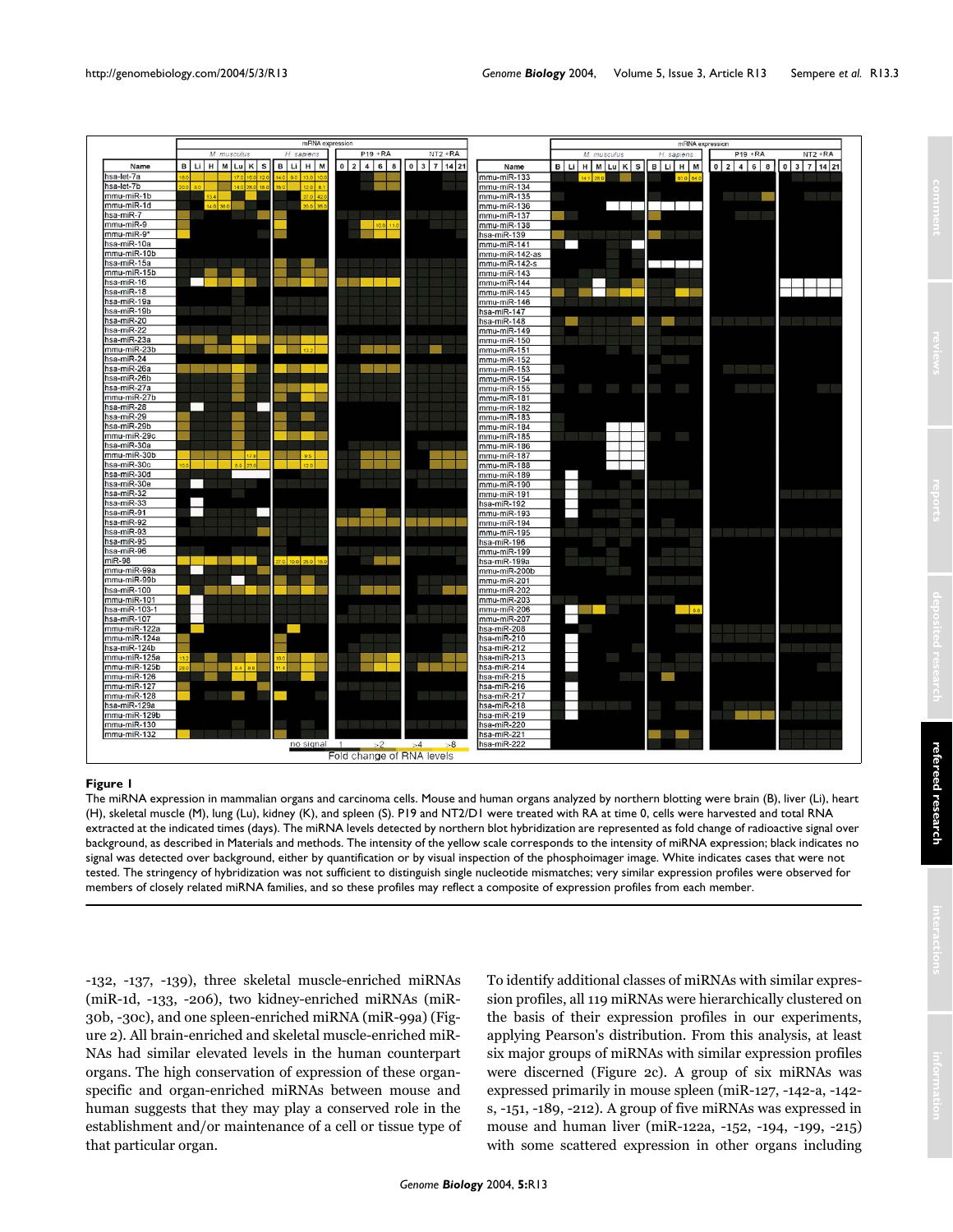**Figure 1**

The miRNA expression in mammalian organs and carcinoma cells. Mouse and human organs analyzed by northern blotting were brain (B), liver (Li), heart (H), skeletal muscle (M), lung (Lu), kidney (K), and spleen (S). P19 and NT2/D1 were treated with RA at time 0, cells were harvested and total RNA extracted at the indicated times (days). The miRNA levels detected by northern blot hybridization are represented as fold change of radioactive signal over background, as described in Materials and methods. The intensity of the yellow scale corresponds to the intensity of miRNA expression; black indicates no signal was detected over background, either by quantification or by visual inspection of the phosphoimager image. White indicates cases that were not tested. The stringency of hybridization was not sufficient to distinguish single nucleotide mismatches; very similar expression profiles were observed for members of closely related miRNA families, and so these profiles may reflect a composite of expression profiles from each member.

-132, -137, -139), three skeletal muscle-enriched miRNAs (miR-1d, -133, -206), two kidney-enriched miRNAs (miR-30b, -30c), and one spleen-enriched miRNA (miR-99a) (Figure 2). All brain-enriched and skeletal muscle-enriched miRNAs had similar elevated levels in the human counterpart organs. The high conservation of expression of these organ-specific and organ-enriched miRNAs between mouse and human suggests that they may play a conserved role in the establishment and/or maintenance of a cell or tissue type of that particular organ.

To identify additional classes of miRNAs with similar expression profiles, all 119 miRNAs were hierarchically clustered on the basis of their expression profiles in our experiments, applying Pearson's distribution. From this analysis, at least six major groups of miRNAs with similar expression profiles were discerned (Figure 2c). A group of six miRNAs was expressed primarily in mouse spleen (miR-127, -142-a, -142-s, -151, -189, -212). A group of five miRNAs was expressed in mouse and human liver (miR-122a, -152, -194, -199, -215) with some scattered expression in other organs including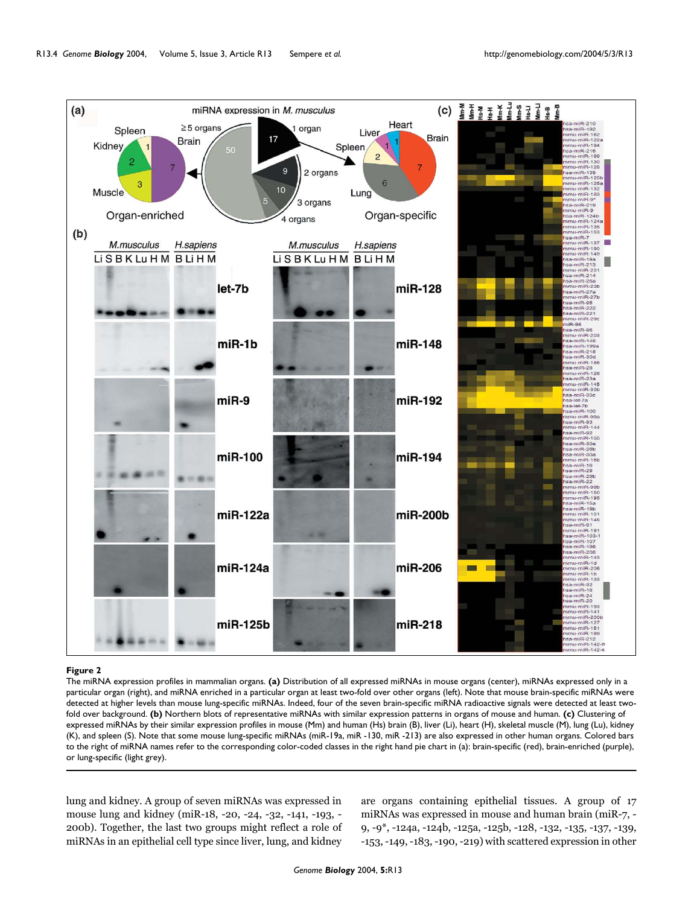**Figure 2**

The miRNA expression profiles in mammalian organs. **(a)** Distribution of all expressed miRNAs in mouse organs (center), miRNAs expressed only in a particular organ (right), and miRNA enriched in a particular organ at least two-fold over other organs (left). Note that mouse brain-specific miRNAs were detected at higher levels than mouse lung-specific miRNAs. Indeed, four of the seven brain-specific miRNA radioactive signals were detected at least two-fold over background. **(b)** Northern blots of representative miRNAs with similar expression patterns in organs of mouse and human. **(c)** Clustering of expressed miRNAs by their similar expression profiles in mouse (Mm) and human (Hs) brain (B), liver (Li), heart (H), skeletal muscle (M), lung (Lu), kidney (K), and spleen (S). Note that some mouse lung-specific miRNAs (miR-19a, miR -130, miR -213) are also expressed in other human organs. Colored bars to the right of miRNA names refer to the corresponding color-coded classes in the right hand pie chart in (a): brain-specific (red), brain-enriched (purple), or lung-specific (light grey).

lung and kidney. A group of seven miRNAs was expressed in mouse lung and kidney (miR-18, -20, -24, -32, -141, -193, -200b). Together, the last two groups might reflect a role of miRNAs in an epithelial cell type since liver, lung, and kidney are organs containing epithelial tissues. A group of 17 miRNAs was expressed in mouse and human brain (miR-7, -9, -9*, -124a, -124b, -125a, -125b, -128, -132, -135, -137, -139, -153, -149, -183, -190, -219) with scattered expression in other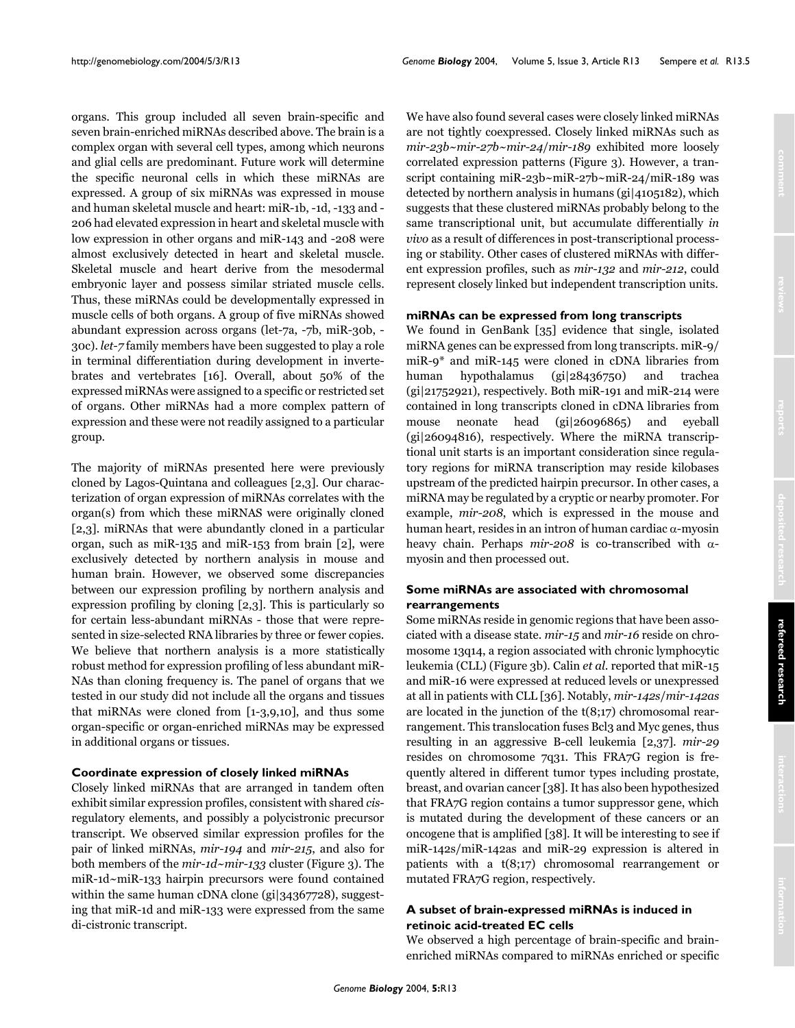organs. This group included all seven brain-specific and seven brain-enriched miRNAs described above. The brain is a complex organ with several cell types, among which neurons and glial cells are predominant. Future work will determine the specific neuronal cells in which these miRNAs are expressed. A group of six miRNAs was expressed in mouse and human skeletal muscle and heart: miR-1b, -1d, -133 and -206 had elevated expression in heart and skeletal muscle with low expression in other organs and miR-143 and -208 were almost exclusively detected in heart and skeletal muscle. Skeletal muscle and heart derive from the mesodermal embryonic layer and possess similar striated muscle cells. Thus, these miRNAs could be developmentally expressed in muscle cells of both organs. A group of five miRNAs showed abundant expression across organs (let-7a, -7b, miR-30b, -30c). *let-7* family members have been suggested to play a role in terminal differentiation during development in invertebrates and vertebrates [16]. Overall, about 50% of the expressed miRNAs were assigned to a specific or restricted set of organs. Other miRNAs had a more complex pattern of expression and these were not readily assigned to a particular group.

The majority of miRNAs presented here were previously cloned by Lagos-Quintana and colleagues [2,3]. Our characterization of organ expression of miRNAs correlates with the organ(s) from which these miRNAS were originally cloned [2,3]. miRNAs that were abundantly cloned in a particular organ, such as miR-135 and miR-153 from brain [2], were exclusively detected by northern analysis in mouse and human brain. However, we observed some discrepancies between our expression profiling by northern analysis and expression profiling by cloning [2,3]. This is particularly so for certain less-abundant miRNAs - those that were represented in size-selected RNA libraries by three or fewer copies. We believe that northern analysis is a more statistically robust method for expression profiling of less abundant miRNAs than cloning frequency is. The panel of organs that we tested in our study did not include all the organs and tissues that miRNAs were cloned from [1-3,9,10], and thus some organ-specific or organ-enriched miRNAs may be expressed in additional organs or tissues.

### Coordinate expression of closely linked miRNAs

Closely linked miRNAs that are arranged in tandem often exhibit similar expression profiles, consistent with shared *cis*-regulatory elements, and possibly a polycistronic precursor transcript. We observed similar expression profiles for the pair of linked miRNAs, *mir-194* and *mir-215*, and also for both members of the *mir-1d~mir-133* cluster (Figure 3). The miR-1d~miR-133 hairpin precursors were found contained within the same human cDNA clone (gi|34367728), suggesting that miR-1d and miR-133 were expressed from the same di-cistronic transcript.

We have also found several cases were closely linked miRNAs are not tightly coexpressed. Closely linked miRNAs such as *mir-23b~mir-27b~mir-24/mir-189* exhibited more loosely correlated expression patterns (Figure 3). However, a transcript containing miR-23b~miR-27b~miR-24/miR-189 was detected by northern analysis in humans (gi|4105182), which suggests that these clustered miRNAs probably belong to the same transcriptional unit, but accumulate differentially *in vivo* as a result of differences in post-transcriptional processing or stability. Other cases of clustered miRNAs with different expression profiles, such as *mir-132* and *mir-212*, could represent closely linked but independent transcription units.

### miRNAs can be expressed from long transcripts

We found in GenBank [35] evidence that single, isolated miRNA genes can be expressed from long transcripts. miR-9/miR-9* and miR-145 were cloned in cDNA libraries from human hypothalamus (gi|28436750) and trachea (gi|21752921), respectively. Both miR-191 and miR-214 were contained in long transcripts cloned in cDNA libraries from mouse neonate head (gi|26096865) and eyeball (gi|26094816), respectively. Where the miRNA transcriptional unit starts is an important consideration since regulatory regions for miRNA transcription may reside kilobases upstream of the predicted hairpin precursor. In other cases, a miRNA may be regulated by a cryptic or nearby promoter. For example, *mir-208*, which is expressed in the mouse and human heart, resides in an intron of human cardiac α-myosin heavy chain. Perhaps *mir-208* is co-transcribed with α-myosin and then processed out.

### Some miRNAs are associated with chromosomal rearrangements

Some miRNAs reside in genomic regions that have been associated with a disease state. *mir-15* and *mir-16* reside on chromosome 13q14, a region associated with chronic lymphocytic leukemia (CLL) (Figure 3b). Calin *et al.* reported that miR-15 and miR-16 were expressed at reduced levels or unexpressed at all in patients with CLL [36]. Notably, *mir-142s*/*mir-142as* are located in the junction of the t(8;17) chromosomal rearrangement. This translocation fuses Bcl3 and Myc genes, thus resulting in an aggressive B-cell leukemia [2,37]. *mir-29* resides on chromosome 7q31. This FRA7G region is frequently altered in different tumor types including prostate, breast, and ovarian cancer [38]. It has also been hypothesized that FRA7G region contains a tumor suppressor gene, which is mutated during the development of these cancers or an oncogene that is amplified [38]. It will be interesting to see if miR-142s/miR-142as and miR-29 expression is altered in patients with a t(8;17) chromosomal rearrangement or mutated FRA7G region, respectively.

### A subset of brain-expressed miRNAs is induced in retinoic acid-treated EC cells

We observed a high percentage of brain-specific and brain-enriched miRNAs compared to miRNAs enriched or specific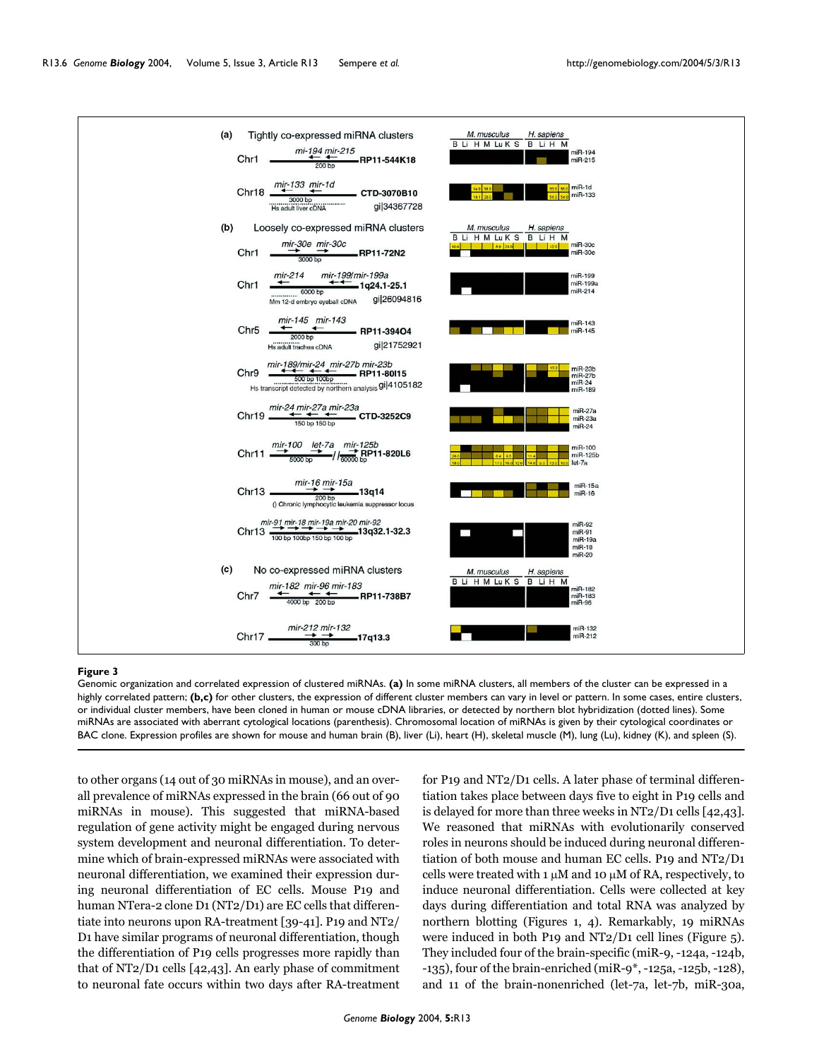**Figure 3**

Genomic organization and correlated expression of clustered miRNAs. **(a)** In some miRNA clusters, all members of the cluster can be expressed in a highly correlated pattern; **(b,c)** for other clusters, the expression of different cluster members can vary in level or pattern. In some cases, entire clusters, or individual cluster members, have been cloned in human or mouse cDNA libraries, or detected by northern blot hybridization (dotted lines). Some miRNAs are associated with aberrant cytological locations (parenthesis). Chromosomal location of miRNAs is given by their cytological coordinates or BAC clone. Expression profiles are shown for mouse and human brain (B), liver (Li), heart (H), skeletal muscle (M), lung (Lu), kidney (K), and spleen (S).

to other organs (14 out of 30 miRNAs in mouse), and an overall prevalence of miRNAs expressed in the brain (66 out of 90 miRNAs in mouse). This suggested that miRNA-based regulation of gene activity might be engaged during nervous system development and neuronal differentiation. To determine which of brain-expressed miRNAs were associated with neuronal differentiation, we examined their expression during neuronal differentiation of EC cells. Mouse P19 and human NTera-2 clone D1 (NT2/D1) are EC cells that differentiate into neurons upon RA-treatment [39-41]. P19 and NT2/D1 have similar programs of neuronal differentiation, though the differentiation of P19 cells progresses more rapidly than that of NT2/D1 cells [42,43]. An early phase of commitment to neuronal fate occurs within two days after RA-treatment for P19 and NT2/D1 cells. A later phase of terminal differentiation takes place between days five to eight in P19 cells and is delayed for more than three weeks in NT2/D1 cells [42,43]. We reasoned that miRNAs with evolutionarily conserved roles in neurons should be induced during neuronal differentiation of both mouse and human EC cells. P19 and NT2/D1 cells were treated with 1 μM and 10 μM of RA, respectively, to induce neuronal differentiation. Cells were collected at key days during differentiation and total RNA was analyzed by northern blotting (Figures 1, 4). Remarkably, 19 miRNAs were induced in both P19 and NT2/D1 cell lines (Figure 5). They included four of the brain-specific (miR-9, -124a, -124b, -135), four of the brain-enriched (miR-9*, -125a, -125b, -128), and 11 of the brain-nonenriched (let-7a, let-7b, miR-30a,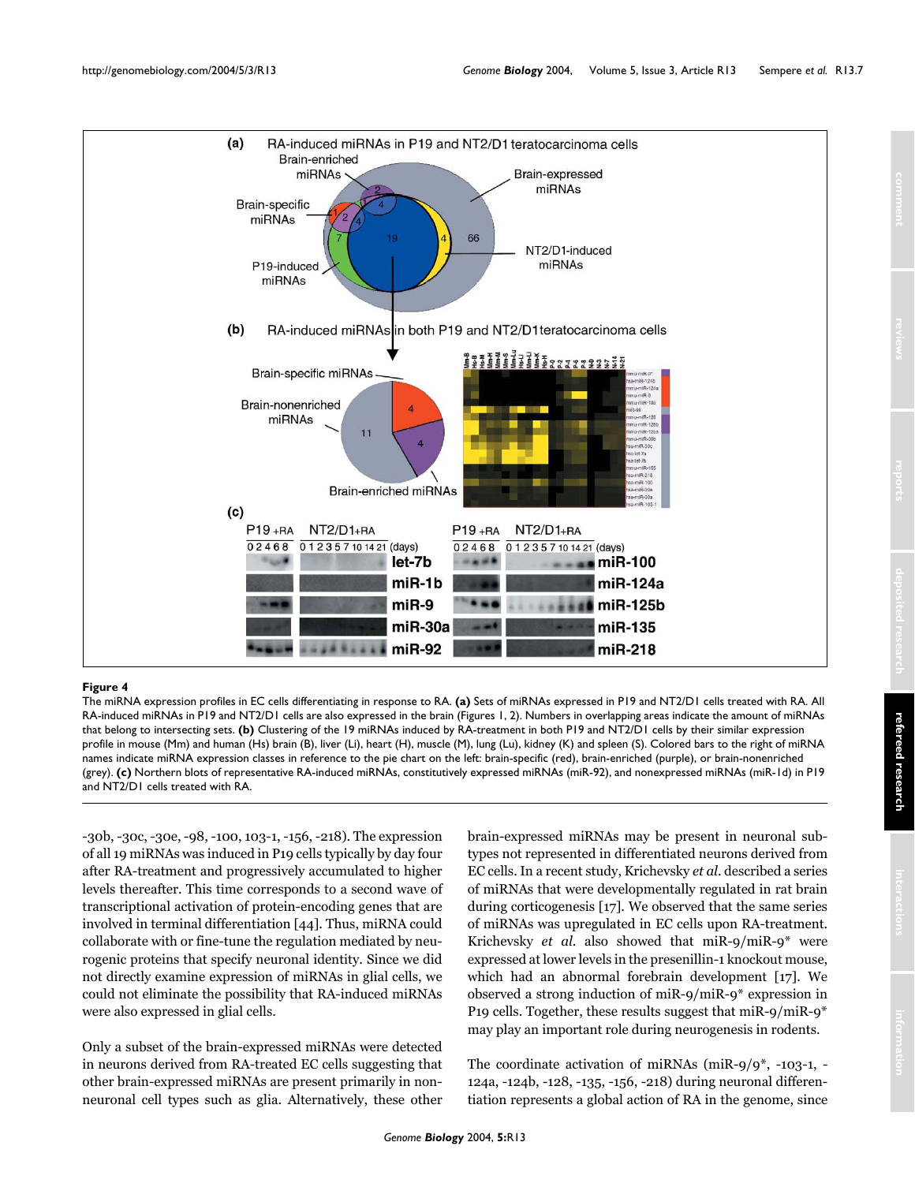**Figure 4**

The miRNA expression profiles in EC cells differentiating in response to RA. **(a)** Sets of miRNAs expressed in P19 and NT2/D1 cells treated with RA. All RA-induced miRNAs in P19 and NT2/D1 cells are also expressed in the brain (Figures 1, 2). Numbers in overlapping areas indicate the amount of miRNAs that belong to intersecting sets. **(b)** Clustering of the 19 miRNAs induced by RA-treatment in both P19 and NT2/D1 cells by their similar expression profile in mouse (Mm) and human (Hs) brain (B), liver (Li), heart (H), muscle (M), lung (Lu), kidney (K) and spleen (S). Colored bars to the right of miRNA names indicate miRNA expression classes in reference to the pie chart on the left: brain-specific (red), brain-enriched (purple), or brain-nonenriched (grey). **(c)** Northern blots of representative RA-induced miRNAs, constitutively expressed miRNAs (miR-92), and nonexpressed miRNAs (miR-1d) in P19 and NT2/D1 cells treated with RA.

-30b, -30c, -30e, -98, -100, 103-1, -156, -218). The expression of all 19 miRNAs was induced in P19 cells typically by day four after RA-treatment and progressively accumulated to higher levels thereafter. This time corresponds to a second wave of transcriptional activation of protein-encoding genes that are involved in terminal differentiation [44]. Thus, miRNA could collaborate with or fine-tune the regulation mediated by neurogenic proteins that specify neuronal identity. Since we did not directly examine expression of miRNAs in glial cells, we could not eliminate the possibility that RA-induced miRNAs were also expressed in glial cells.

Only a subset of the brain-expressed miRNAs were detected in neurons derived from RA-treated EC cells suggesting that other brain-expressed miRNAs are present primarily in non-neuronal cell types such as glia. Alternatively, these other brain-expressed miRNAs may be present in neuronal subtypes not represented in differentiated neurons derived from EC cells. In a recent study, Krichevsky *et al*. described a series of miRNAs that were developmentally regulated in rat brain during corticogenesis [17]. We observed that the same series of miRNAs was upregulated in EC cells upon RA-treatment. Krichevsky *et al*. also showed that miR-9/miR-9* were expressed at lower levels in the presenillin-1 knockout mouse, which had an abnormal forebrain development [17]. We observed a strong induction of miR-9/miR-9* expression in P19 cells. Together, these results suggest that miR-9/miR-9* may play an important role during neurogenesis in rodents.

The coordinate activation of miRNAs (miR-9/9*, -103-1, -124a, -124b, -128, -135, -156, -218) during neuronal differentiation represents a global action of RA in the genome, since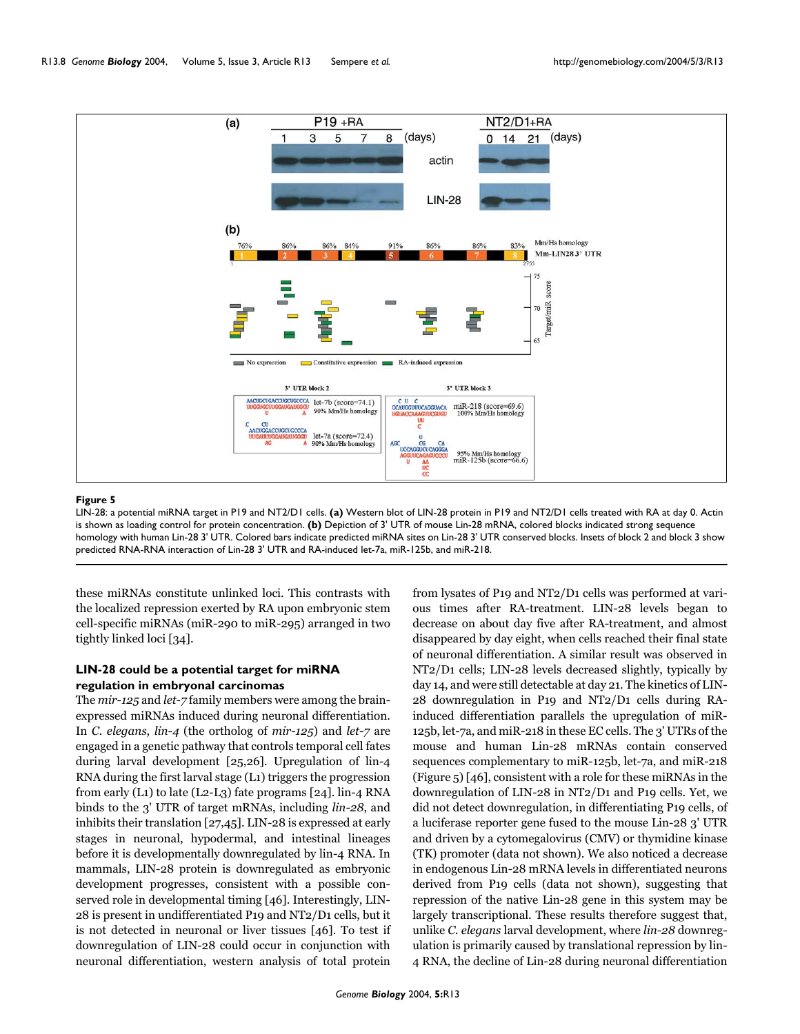**Figure 5**

LIN-28: a potential miRNA target in P19 and NT2/D1 cells. **(a)** Western blot of LIN-28 protein in P19 and NT2/D1 cells treated with RA at day 0. Actin is shown as loading control for protein concentration. **(b)** Depiction of 3' UTR of mouse Lin-28 mRNA, colored blocks indicated strong sequence homology with human Lin-28 3' UTR. Colored bars indicate predicted miRNA sites on Lin-28 3' UTR conserved blocks. Insets of block 2 and block 3 show predicted RNA-RNA interaction of Lin-28 3' UTR and RA-induced let-7a, miR-125b, and miR-218.

these miRNAs constitute unlinked loci. This contrasts with the localized repression exerted by RA upon embryonic stem cell-specific miRNAs (miR-290 to miR-295) arranged in two tightly linked loci [34].

### LIN-28 could be a potential target for miRNA regulation in embryonal carcinomas

The *mir-125* and *let-7* family members were among the brain-expressed miRNAs induced during neuronal differentiation. In *C. elegans*, *lin-4* (the ortholog of *mir-125*) and *let-7* are engaged in a genetic pathway that controls temporal cell fates during larval development [25,26]. Upregulation of lin-4 RNA during the first larval stage (L1) triggers the progression from early (L1) to late (L2-L3) fate programs [24]. lin-4 RNA binds to the 3' UTR of target mRNAs, including *lin-28*, and inhibits their translation [27,45]. LIN-28 is expressed at early stages in neuronal, hypodermal, and intestinal lineages before it is developmentally downregulated by lin-4 RNA. In mammals, LIN-28 protein is downregulated as embryonic development progresses, consistent with a possible conserved role in developmental timing [46]. Interestingly, LIN-28 is present in undifferentiated P19 and NT2/D1 cells, but it is not detected in neuronal or liver tissues [46]. To test if downregulation of LIN-28 could occur in conjunction with neuronal differentiation, western analysis of total protein from lysates of P19 and NT2/D1 cells was performed at various times after RA-treatment. LIN-28 levels began to decrease on about day five after RA-treatment, and almost disappeared by day eight, when cells reached their final state of neuronal differentiation. A similar result was observed in NT2/D1 cells; LIN-28 levels decreased slightly, typically by day 14, and were still detectable at day 21. The kinetics of LIN-28 downregulation in P19 and NT2/D1 cells during RA-induced differentiation parallels the upregulation of miR-125b, let-7a, and miR-218 in these EC cells. The 3' UTRs of the mouse and human Lin-28 mRNAs contain conserved sequences complementary to miR-125b, let-7a, and miR-218 (Figure 5) [46], consistent with a role for these miRNAs in the downregulation of LIN-28 in NT2/D1 and P19 cells. Yet, we did not detect downregulation, in differentiating P19 cells, of a luciferase reporter gene fused to the mouse Lin-28 3' UTR and driven by a cytomegalovirus (CMV) or thymidine kinase (TK) promoter (data not shown). We also noticed a decrease in endogenous Lin-28 mRNA levels in differentiated neurons derived from P19 cells (data not shown), suggesting that repression of the native Lin-28 gene in this system may be largely transcriptional. These results therefore suggest that, unlike *C. elegans* larval development, where *lin-28* downregulation is primarily caused by translational repression by lin-4 RNA, the decline of Lin-28 during neuronal differentiation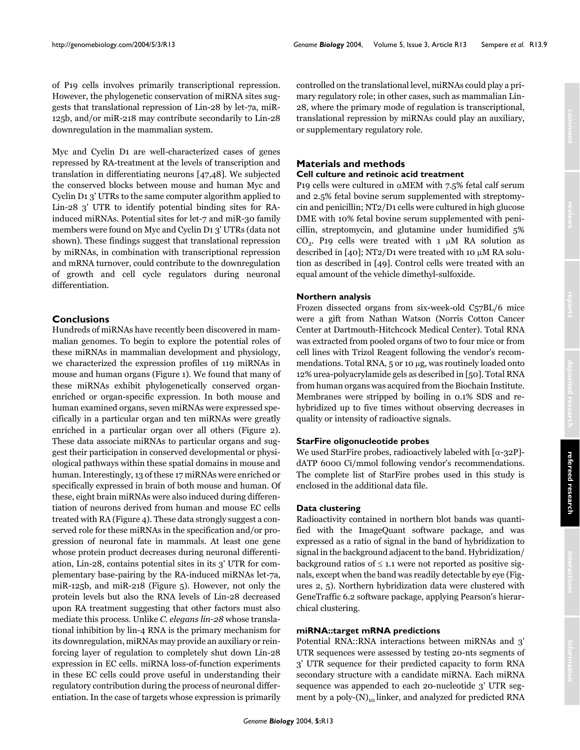of P19 cells involves primarily transcriptional repression. However, the phylogenetic conservation of miRNA sites suggests that translational repression of Lin-28 by let-7a, miR-125b, and/or miR-218 may contribute secondarily to Lin-28 downregulation in the mammalian system.

Myc and Cyclin D1 are well-characterized cases of genes repressed by RA-treatment at the levels of transcription and translation in differentiating neurons [47,48]. We subjected the conserved blocks between mouse and human Myc and Cyclin D1 3' UTRs to the same computer algorithm applied to Lin-28 3' UTR to identify potential binding sites for RA-induced miRNAs. Potential sites for let-7 and miR-30 family members were found on Myc and Cyclin D1 3' UTRs (data not shown). These findings suggest that translational repression by miRNAs, in combination with transcriptional repression and mRNA turnover, could contribute to the downregulation of growth and cell cycle regulators during neuronal differentiation.

## Conclusions

Hundreds of miRNAs have recently been discovered in mammalian genomes. To begin to explore the potential roles of these miRNAs in mammalian development and physiology, we characterized the expression profiles of 119 miRNAs in mouse and human organs (Figure 1). We found that many of these miRNAs exhibit phylogenetically conserved organ-enriched or organ-specific expression. In both mouse and human examined organs, seven miRNAs were expressed specifically in a particular organ and ten miRNAs were greatly enriched in a particular organ over all others (Figure 2). These data associate miRNAs to particular organs and suggest their participation in conserved developmental or physiological pathways within these spatial domains in mouse and human. Interestingly, 13 of these 17 miRNAs were enriched or specifically expressed in brain of both mouse and human. Of these, eight brain miRNAs were also induced during differentiation of neurons derived from human and mouse EC cells treated with RA (Figure 4). These data strongly suggest a conserved role for these miRNAs in the specification and/or progression of neuronal fate in mammals. At least one gene whose protein product decreases during neuronal differentiation, Lin-28, contains potential sites in its 3' UTR for complementary base-pairing by the RA-induced miRNAs let-7a, miR-125b, and miR-218 (Figure 5). However, not only the protein levels but also the RNA levels of Lin-28 decreased upon RA treatment suggesting that other factors must also mediate this process. Unlike *C. elegans lin-28* whose translational inhibition by lin-4 RNA is the primary mechanism for its downregulation, miRNAs may provide an auxiliary or reinforcing layer of regulation to completely shut down Lin-28 expression in EC cells. miRNA loss-of-function experiments in these EC cells could prove useful in understanding their regulatory contribution during the process of neuronal differentiation. In the case of targets whose expression is primarily controlled on the translational level, miRNAs could play a primary regulatory role; in other cases, such as mammalian Lin-28, where the primary mode of regulation is transcriptional, translational repression by miRNAs could play an auxiliary, or supplementary regulatory role.

## Materials and methods

### Cell culture and retinoic acid treatment

P19 cells were cultured in αMEM with 7.5% fetal calf serum and 2.5% fetal bovine serum supplemented with streptomycin and penicillin; NT2/D1 cells were cultured in high glucose DME with 10% fetal bovine serum supplemented with penicillin, streptomycin, and glutamine under humidified 5% $CO_2$. P19 cells were treated with 1 μM RA solution as described in [40]; NT2/D1 were treated with 10 μM RA solution as described in [49]. Control cells were treated with an equal amount of the vehicle dimethyl-sulfoxide.

### Northern analysis

Frozen dissected organs from six-week-old C57BL/6 mice were a gift from Nathan Watson (Norris Cotton Cancer Center at Dartmouth-Hitchcock Medical Center). Total RNA was extracted from pooled organs of two to four mice or from cell lines with Trizol Reagent following the vendor's recommendations. Total RNA, 5 or 10 μg, was routinely loaded onto 12% urea-polyacrylamide gels as described in [50]. Total RNA from human organs was acquired from the Biochain Institute. Membranes were stripped by boiling in 0.1% SDS and re-hybridized up to five times without observing decreases in quality or intensity of radioactive signals.

### StarFire oligonucleotide probes

We used StarFire probes, radioactively labeled with [α-32P]-dATP 6000 Ci/mmol following vendor's recommendations. The complete list of StarFire probes used in this study is enclosed in the additional data file.

### Data clustering

Radioactivity contained in northern blot bands was quantified with the ImageQuant software package, and was expressed as a ratio of signal in the band of hybridization to signal in the background adjacent to the band. Hybridization/background ratios of ≤ 1.1 were not reported as positive signals, except when the band was readily detectable by eye (Figures 2, 5). Northern hybridization data were clustered with GeneTraffic 6.2 software package, applying Pearson's hierarchical clustering.

### miRNA::target mRNA predictions

Potential RNA::RNA interactions between miRNAs and 3' UTR sequences were assessed by testing 20-nts segments of 3' UTR sequence for their predicted capacity to form RNA secondary structure with a candidate miRNA. Each miRNA sequence was appended to each 20-nucleotide 3' UTR segment by a poly-$(N)_{10}$ linker, and analyzed for predicted RNA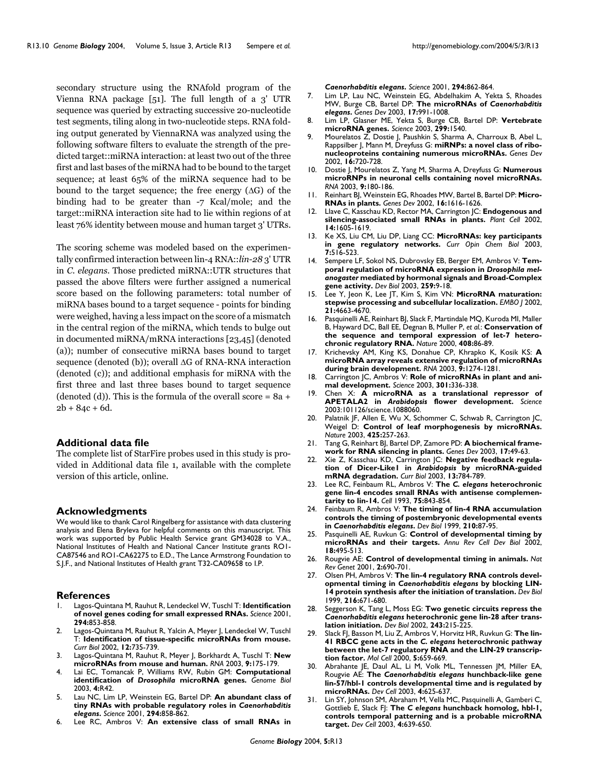secondary structure using the RNAfold program of the Vienna RNA package [51]. The full length of a 3' UTR sequence was queried by extracting successive 20-nucleotide test segments, tiling along in two-nucleotide steps. RNA folding output generated by ViennaRNA was analyzed using the following software filters to evaluate the strength of the predicted target::miRNA interaction: at least two out of the three first and last bases of the miRNA had to be bound to the target sequence; at least 65% of the miRNA sequence had to be bound to the target sequence; the free energy ($\Delta G$) of the binding had to be greater than -7 Kcal/mole; and the target::miRNA interaction site had to lie within regions of at least 76% identity between mouse and human target 3' UTRs.

The scoring scheme was modeled based on the experimentally confirmed interaction between lin-4 RNA::*lin-28* 3' UTR in *C. elegans*. Those predicted miRNA::UTR structures that passed the above filters were further assigned a numerical score based on the following parameters: total number of miRNA bases bound to a target sequence - points for binding were weighed, having a less impact on the score of a mismatch in the central region of the miRNA, which tends to bulge out in documented miRNA/mRNA interactions [23,45] (denoted (a)); number of consecutive miRNA bases bound to target sequence (denoted (b)); overall $\Delta G$ of RNA-RNA interaction (denoted (c)); and additional emphasis for miRNA with the first three and last three bases bound to target sequence (denoted (d)). This is the formula of the overall score = 8a + 2b + 84c + 6d.

## Additional data file

The complete list of StarFire probes used in this study is provided in Additional data file 1, available with the complete version of this article, online.

## Acknowledgments

We would like to thank Carol Ringelberg for assistance with data clustering analysis and Elena Bryleva for helpful comments on this manuscript. This work was supported by Public Health Service grant GM34028 to V.A., National Institutes of Health and National Cancer Institute grants RO1-CA87546 and RO1-CA62275 to E.D., The Lance Armstrong Foundation to S.J.F., and National Institutes of Health grant T32-CA09658 to I.P.

## References

1. Lagos-Quintana M, Rauhut R, Lendeckel W, Tuschl T: **Identification of novel genes coding for small expressed RNAs.** *Science* 2001, **294:**853-858.
2. Lagos-Quintana M, Rauhut R, Yalcin A, Meyer J, Lendeckel W, Tuschl T: **Identification of tissue-specific microRNAs from mouse.** *Curr Biol* 2002, **12:**735-739.
3. Lagos-Quintana M, Rauhut R, Meyer J, Borkhardt A, Tuschl T: **New microRNAs from mouse and human.** *RNA* 2003, **9:**175-179.
4. Lai EC, Tomancak P, Williams RW, Rubin GM: **Computational identification of *Drosophila* microRNA genes.** *Genome Biol* 2003, **4:**R42.
5. Lau NC, Lim LP, Weinstein EG, Bartel DP: **An abundant class of tiny RNAs with probable regulatory roles in *Caenorhabditis elegans*.** *Science* 2001, **294:**858-862.
6. Lee RC, Ambros V: **An extensive class of small RNAs in *Caenorhabditis elegans*.** *Science* 2001, **294:**862-864.
7. Lim LP, Lau NC, Weinstein EG, Abdelhakim A, Yekta S, Rhoades MW, Burge CB, Bartel DP: **The microRNAs of *Caenorhabditis elegans*.** *Genes Dev* 2003, **17:**991-1008.
8. Lim LP, Glasner ME, Yekta S, Burge CB, Bartel DP: **Vertebrate microRNA genes.** *Science* 2003, **299:**1540.
9. Mourelatos Z, Dostie J, Paushkin S, Sharma A, Charroux B, Abel L, Rappsilber J, Mann M, Dreyfuss G: **miRNPs: a novel class of ribonucleoproteins containing numerous microRNAs.** *Genes Dev* 2002, **16:**720-728.
10. Dostie J, Mourelatos Z, Yang M, Sharma A, Dreyfuss G: **Numerous microRNPs in neuronal cells containing novel microRNAs.** *RNA* 2003, **9:**180-186.
11. Reinhart BJ, Weinstein EG, Rhoades MW, Bartel B, Bartel DP: **MicroRNAs in plants.** *Genes Dev* 2002, **16:**1616-1626.
12. Llave C, Kasschau KD, Rector MA, Carrington JC: **Endogenous and silencing-associated small RNAs in plants.** *Plant Cell* 2002, **14:**1605-1619.
13. Ke XS, Liu CM, Liu DP, Liang CC: **MicroRNAs: key participants in gene regulatory networks.** *Curr Opin Chem Biol* 2003, **7:**516-523.
14. Sempere LF, Sokol NS, Dubrovsky EB, Berger EM, Ambros V: **Temporal regulation of microRNA expression in *Drosophila melanogaster* mediated by hormonal signals and Broad-Complex gene activity.** *Dev Biol* 2003, **259:**9-18.
15. Lee Y, Jeon K, Lee JT, Kim S, Kim VN: **MicroRNA maturation: stepwise processing and subcellular localization.** *EMBO J* 2002, **21:**4663-4670.
16. Pasquinelli AE, Reinhart BJ, Slack F, Martindale MQ, Kuroda MI, Maller B, Hayward DC, Ball EE, Degnan B, Muller P, *et al.*: **Conservation of the sequence and temporal expression of let-7 heterochronic regulatory RNA.** *Nature* 2000, **408:**86-89.
17. Krichevsky AM, King KS, Donahue CP, Khrapko K, Kosik KS: **A microRNA array reveals extensive regulation of microRNAs during brain development.** *RNA* 2003, **9:**1274-1281.
18. Carrington JC, Ambros V: **Role of microRNAs in plant and animal development.** *Science* 2003, **301:**336-338.
19. Chen X: **A microRNA as a translational repressor of APETALA2 in *Arabidopsis* flower development.** *Science* 2003:101126/science.1088060.
20. Palatnik JF, Allen E, Wu X, Schommer C, Schwab R, Carrington JC, Weigel D: **Control of leaf morphogenesis by microRNAs.** *Nature* 2003, **425:**257-263.
21. Tang G, Reinhart BJ, Bartel DP, Zamore PD: **A biochemical framework for RNA silencing in plants.** *Genes Dev* 2003, **17:**49-63.
22. Xie Z, Kasschau KD, Carrington JC: **Negative feedback regulation of Dicer-Like1 in *Arabidopsis* by microRNA-guided mRNA degradation.** *Curr Biol* 2003, **13:**784-789.
23. Lee RC, Feinbaum RL, Ambros V: **The *C. elegans* heterochronic gene lin-4 encodes small RNAs with antisense complementarity to lin-14.** *Cell* 1993, **75:**843-854.
24. Feinbaum R, Ambros V: **The timing of lin-4 RNA accumulation controls the timing of postembryonic developmental events in *Caenorhabditis elegans*.** *Dev Biol* 1999, **210:**87-95.
25. Pasquinelli AE, Ruvkun G: **Control of developmental timing by microRNAs and their targets.** *Annu Rev Cell Dev Biol* 2002, **18:**495-513.
26. Rougvie AE: **Control of developmental timing in animals.** *Nat Rev Genet* 2001, **2:**690-701.
27. Olsen PH, Ambros V: **The lin-4 regulatory RNA controls developmental timing in *Caenorhabditis elegans* by blocking LIN-14 protein synthesis after the initiation of translation.** *Dev Biol* 1999, **216:**671-680.
28. Seggerson K, Tang L, Moss EG: **Two genetic circuits repress the *Caenorhabditis elegans* heterochronic gene lin-28 after translation initiation.** *Dev Biol* 2002, **243:**215-225.
29. Slack FJ, Basson M, Liu Z, Ambros V, Horvitz HR, Ruvkun G: **The lin-41 RBCC gene acts in the *C. elegans* heterochronic pathway between the let-7 regulatory RNA and the LIN-29 transcription factor.** *Mol Cell* 2000, **5:**659-669.
30. Abrahante JE, Daul AL, Li M, Volk ML, Tennessen JM, Miller EA, Rougvie AE: **The *Caenorhabditis elegans* hunchback-like gene lin-57/hbl-1 controls developmental time and is regulated by microRNAs.** *Dev Cell* 2003, **4:**625-637.
31. Lin SY, Johnson SM, Abraham M, Vella MC, Pasquinelli A, Gamberi C, Gottlieb E, Slack FJ: **The *C elegans* hunchback homolog, hbl-1, controls temporal patterning and is a probable microRNA target.** *Dev Cell* 2003, **4:**639-650.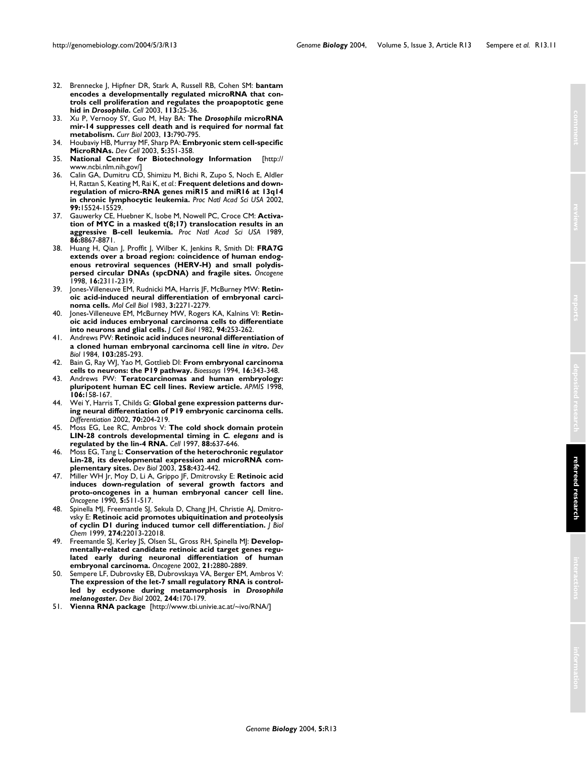32. Brennecke J, Hipfner DR, Stark A, Russell RB, Cohen SM: **bantam encodes a developmentally regulated microRNA that controls cell proliferation and regulates the proapoptotic gene hid in *Drosophila*.** *Cell* 2003, **113:**25-36.
33. Xu P, Vernooy SY, Guo M, Hay BA: **The *Drosophila* microRNA mir-14 suppresses cell death and is required for normal fat metabolism.** *Curr Biol* 2003, **13:**790-795.
34. Houbaviy HB, Murray MF, Sharp PA: **Embryonic stem cell-specific MicroRNAs.** *Dev Cell* 2003, **5:**351-358.
35. **National Center for Biotechnology Information** [http://www.ncbi.nlm.nih.gov/]
36. Calin GA, Dumitru CD, Shimizu M, Bichi R, Zupo S, Noch E, Aldler H, Rattan S, Keating M, Rai K, *et al.*: **Frequent deletions and down-regulation of micro-RNA genes miR15 and miR16 at 13q14 in chronic lymphocytic leukemia.** *Proc Natl Acad Sci USA* 2002, **99:**15524-15529.
37. Gauwerky CE, Huebner K, Isobe M, Nowell PC, Croce CM: **Activation of MYC in a masked t(8;17) translocation results in an aggressive B-cell leukemia.** *Proc Natl Acad Sci USA* 1989, **86:**8867-8871.
38. Huang H, Qian J, Proffit J, Wilber K, Jenkins R, Smith DI: **FRA7G extends over a broad region: coincidence of human endogenous retroviral sequences (HERV-H) and small polydispersed circular DNAs (spcDNA) and fragile sites.** *Oncogene* 1998, **16:**2311-2319.
39. Jones-Villeneuve EM, Rudnicki MA, Harris JF, McBurney MW: **Retinoic acid-induced neural differentiation of embryonal carcinoma cells.** *Mol Cell Biol* 1983, **3:**2271-2279.
40. Jones-Villeneuve EM, McBurney MW, Rogers KA, Kalnins VI: **Retinoic acid induces embryonal carcinoma cells to differentiate into neurons and glial cells.** *J Cell Biol* 1982, **94:**253-262.
41. Andrews PW: **Retinoic acid induces neuronal differentiation of a cloned human embryonal carcinoma cell line *in vitro*.** *Dev Biol* 1984, **103:**285-293.
42. Bain G, Ray WJ, Yao M, Gottlieb DI: **From embryonal carcinoma cells to neurons: the P19 pathway.** *Bioessays* 1994, **16:**343-348.
43. Andrews PW: **Teratocarcinomas and human embryology: pluripotent human EC cell lines. Review article.** *APMIS* 1998, **106:**158-167.
44. Wei Y, Harris T, Childs G: **Global gene expression patterns during neural differentiation of P19 embryonic carcinoma cells.** *Differentiation* 2002, **70:**204-219.
45. Moss EG, Lee RC, Ambros V: **The cold shock domain protein LIN-28 controls developmental timing in *C. elegans* and is regulated by the lin-4 RNA.** *Cell* 1997, **88:**637-646.
46. Moss EG, Tang L: **Conservation of the heterochronic regulator Lin-28, its developmental expression and microRNA complementary sites.** *Dev Biol* 2003, **258:**432-442.
47. Miller WH Jr, Moy D, Li A, Grippo JF, Dmitrovsky E: **Retinoic acid induces down-regulation of several growth factors and proto-oncogenes in a human embryonal cancer cell line.** *Oncogene* 1990, **5:**511-517.
48. Spinella MJ, Freemantle SJ, Sekula D, Chang JH, Christie AJ, Dmitrovsky E: **Retinoic acid promotes ubiquitination and proteolysis of cyclin D1 during induced tumor cell differentiation.** *J Biol Chem* 1999, **274:**22013-22018.
49. Freemantle SJ, Kerley JS, Olsen SL, Gross RH, Spinella MJ: **Developmentally-related candidate retinoic acid target genes regulated early during neuronal differentiation of human embryonal carcinoma.** *Oncogene* 2002, **21:**2880-2889.
50. Sempere LF, Dubrovsky EB, Dubrovskaya VA, Berger EM, Ambros V: **The expression of the let-7 small regulatory RNA is controlled by ecdysone during metamorphosis in *Drosophila melanogaster*.** *Dev Biol* 2002, **244:**170-179.
51. **Vienna RNA package** [http://www.tbi.univie.ac.at/~ivo/RNA/]